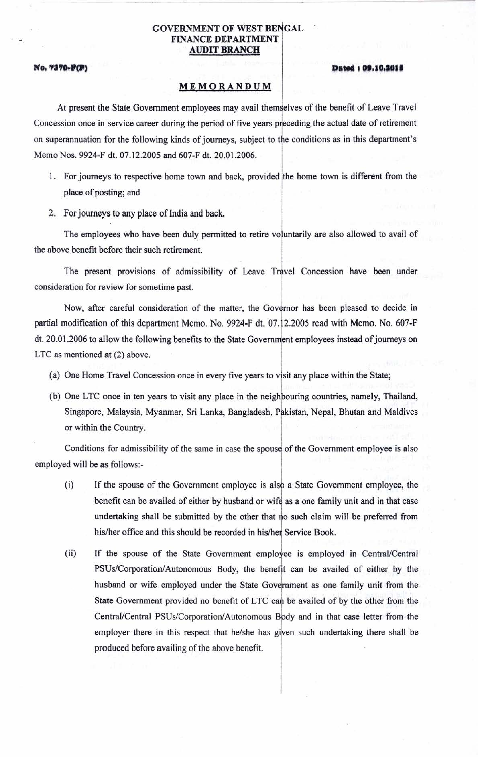# GOVERNMENT OF WEST BENGAL
## FINANCE DEPARTMENT
### AUDIT BRANCH

**No. 7370-F(P)** **Dated : 09.10.2015**

**MEMORANDUM**

At present the State Government employees may avail themselves of the benefit of Leave Travel Concession once in service career during the period of five years preceding the actual date of retirement on superannuation for the following kinds of journeys, subject to the conditions as in this department's Memo Nos. 9924-F dt. 07.12.2005 and 607-F dt. 20.01.2006.

1. For journeys to respective home town and back, provided the home town is different from the place of posting; and
2. For journeys to any place of India and back.

The employees who have been duly permitted to retire voluntarily are also allowed to avail of the above benefit before their such retirement.

The present provisions of admissibility of Leave Travel Concession have been under consideration for review for sometime past.

Now, after careful consideration of the matter, the Governor has been pleased to decide in partial modification of this department Memo. No. 9924-F dt. 07.12.2005 read with Memo. No. 607-F dt. 20.01.2006 to allow the following benefits to the State Government employees instead of journeys on LTC as mentioned at (2) above.

(a) One Home Travel Concession once in every five years to visit any place within the State;

(b) One LTC once in ten years to visit any place in the neighbouring countries, namely, Thailand, Singapore, Malaysia, Myanmar, Sri Lanka, Bangladesh, Pakistan, Nepal, Bhutan and Maldives or within the Country.

Conditions for admissibility of the same in case the spouse of the Government employee is also employed will be as follows:-

(i) If the spouse of the Government employee is also a State Government employee, the benefit can be availed of either by husband or wife as a one family unit and in that case undertaking shall be submitted by the other that no such claim will be preferred from his/her office and this should be recorded in his/her Service Book.

(ii) If the spouse of the State Government employee is employed in Central/Central PSUs/Corporation/Autonomous Body, the benefit can be availed of either by the husband or wife employed under the State Government as one family unit from the State Government provided no benefit of LTC can be availed of by the other from the Central/Central PSUs/Corporation/Autonomous Body and in that case letter from the employer there in this respect that he/she has given such undertaking there shall be produced before availing of the above benefit.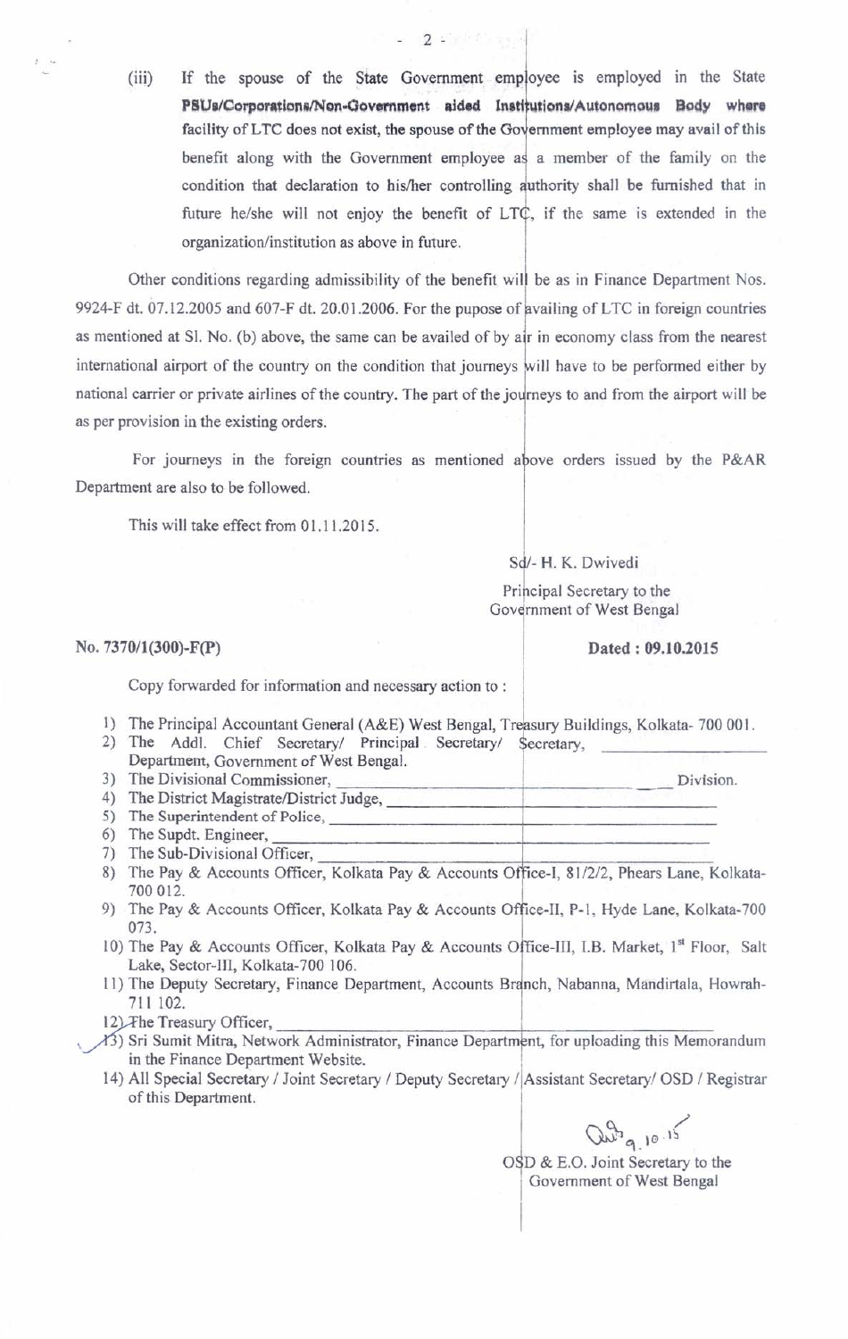(iii) If the spouse of the State Government employee is employed in the State **PSUs/Corporations/Non-Government aided Institutions/Autonomous Body where** facility of LTC does not exist, the spouse of the Government employee may avail of this benefit along with the Government employee as a member of the family on the condition that declaration to his/her controlling authority shall be furnished that in future he/she will not enjoy the benefit of LTC, if the same is extended in the organization/institution as above in future.

Other conditions regarding admissibility of the benefit will be as in Finance Department Nos. 9924-F dt. 07.12.2005 and 607-F dt. 20.01.2006. For the pupose of availing of LTC in foreign countries as mentioned at Sl. No. (b) above, the same can be availed of by air in economy class from the nearest international airport of the country on the condition that journeys will have to be performed either by national carrier or private airlines of the country. The part of the journeys to and from the airport will be as per provision in the existing orders.

For journeys in the foreign countries as mentioned above orders issued by the P&AR Department are also to be followed.

This will take effect from 01.11.2015.

Sd/- H. K. Dwivedi

Principal Secretary to the
Government of West Bengal

**No. 7370/1(300)-F(P)** **Dated : 09.10.2015**

Copy forwarded for information and necessary action to :

1) The Principal Accountant General (A&E) West Bengal, Treasury Buildings, Kolkata- 700 001.
2) The Addl. Chief Secretary/ Principal Secretary/ Secretary, ______________ Department, Government of West Bengal.
3) The Divisional Commissioner, ______________ Division.
4) The District Magistrate/District Judge, ______________
5) The Superintendent of Police, ______________
6) The Supdt. Engineer, ______________
7) The Sub-Divisional Officer, ______________
8) The Pay & Accounts Officer, Kolkata Pay & Accounts Office-I, 81/2/2, Phears Lane, Kolkata-700 012.
9) The Pay & Accounts Officer, Kolkata Pay & Accounts Office-II, P-1, Hyde Lane, Kolkata-700 073.
10) The Pay & Accounts Officer, Kolkata Pay & Accounts Office-III, I.B. Market, 1st Floor, Salt Lake, Sector-III, Kolkata-700 106.
11) The Deputy Secretary, Finance Department, Accounts Branch, Nabanna, Mandirtala, Howrah-711 102.
12) The Treasury Officer, ______________
13) Sri Sumit Mitra, Network Administrator, Finance Department, for uploading this Memorandum in the Finance Department Website.
14) All Special Secretary / Joint Secretary / Deputy Secretary / Assistant Secretary/ OSD / Registrar of this Department.

Sd/- 9.10.15

OSD & E.O. Joint Secretary to the
Government of West Bengal